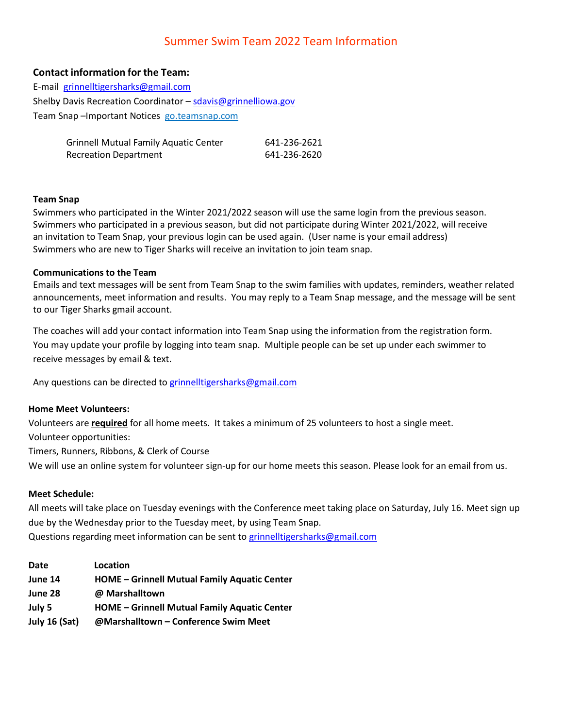# Summer Swim Team 2022 Team Information

**Contact information for the Team:**

E-mail grinnelltigersharks@gmail.com

Shelby Davis Recreation Coordinator – sdavis@grinnelliowa.gov

Team Snap –Important Notices go.teamsnap.com

| | |
|---|---|
| Grinnell Mutual Family Aquatic Center | 641-236-2621 |
| Recreation Department | 641-236-2620 |

**Team Snap**

Swimmers who participated in the Winter 2021/2022 season will use the same login from the previous season. Swimmers who participated in a previous season, but did not participate during Winter 2021/2022, will receive an invitation to Team Snap, your previous login can be used again. (User name is your email address) Swimmers who are new to Tiger Sharks will receive an invitation to join team snap.

**Communications to the Team**

Emails and text messages will be sent from Team Snap to the swim families with updates, reminders, weather related announcements, meet information and results. You may reply to a Team Snap message, and the message will be sent to our Tiger Sharks gmail account.

The coaches will add your contact information into Team Snap using the information from the registration form. You may update your profile by logging into team snap. Multiple people can be set up under each swimmer to receive messages by email & text.

Any questions can be directed to grinnelltigersharks@gmail.com

**Home Meet Volunteers:**

Volunteers are **required** for all home meets. It takes a minimum of 25 volunteers to host a single meet.

Volunteer opportunities:

Timers, Runners, Ribbons, & Clerk of Course

We will use an online system for volunteer sign-up for our home meets this season. Please look for an email from us.

**Meet Schedule:**

All meets will take place on Tuesday evenings with the Conference meet taking place on Saturday, July 16. Meet sign up due by the Wednesday prior to the Tuesday meet, by using Team Snap.

Questions regarding meet information can be sent to grinnelltigersharks@gmail.com

| Date | Location |
|---|---|
| **June 14** | **HOME – Grinnell Mutual Family Aquatic Center** |
| **June 28** | **@ Marshalltown** |
| **July 5** | **HOME – Grinnell Mutual Family Aquatic Center** |
| **July 16 (Sat)** | **@Marshalltown – Conference Swim Meet** |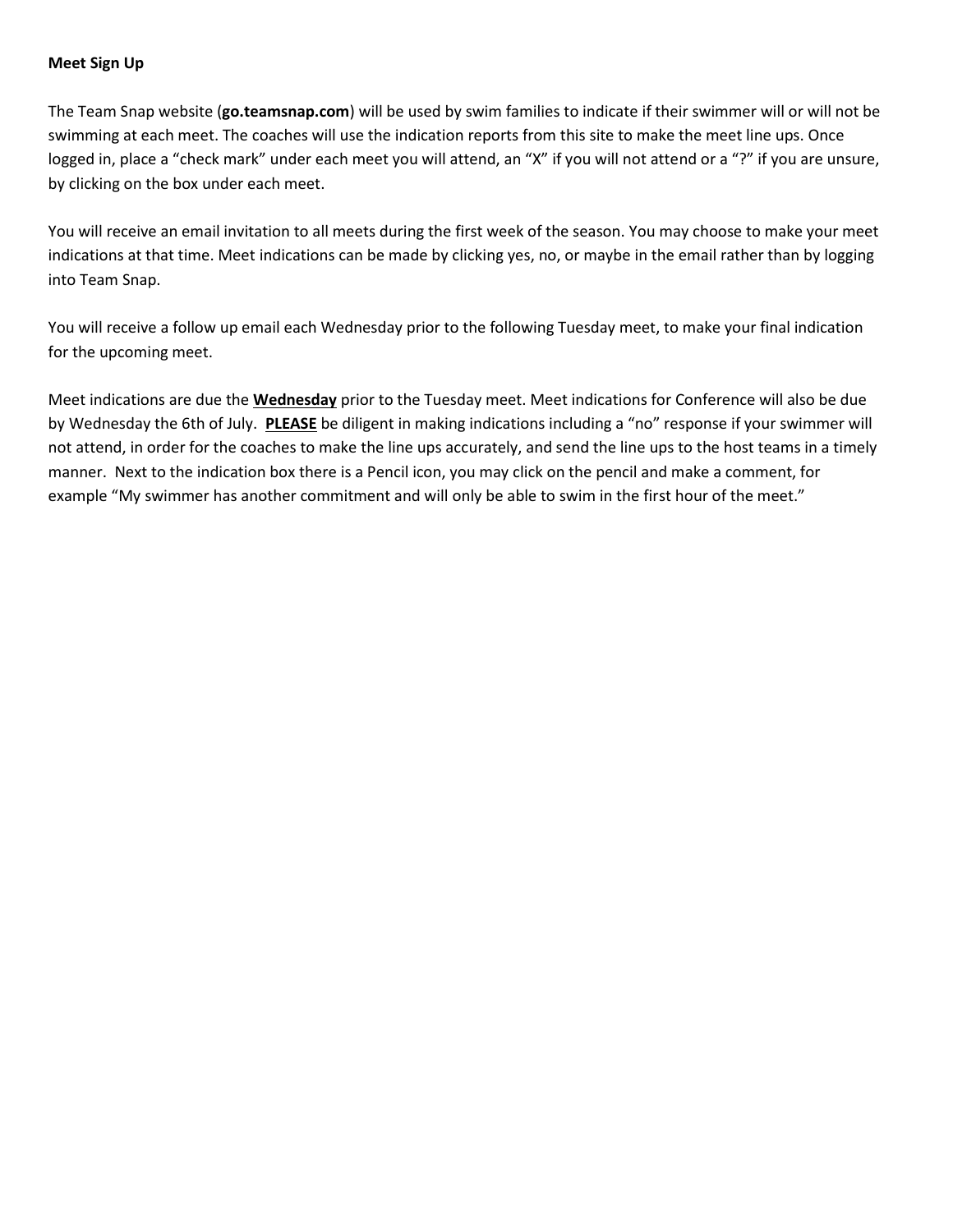**Meet Sign Up**

The Team Snap website (**go.teamsnap.com**) will be used by swim families to indicate if their swimmer will or will not be swimming at each meet. The coaches will use the indication reports from this site to make the meet line ups. Once logged in, place a "check mark" under each meet you will attend, an "X" if you will not attend or a "?" if you are unsure, by clicking on the box under each meet.

You will receive an email invitation to all meets during the first week of the season. You may choose to make your meet indications at that time. Meet indications can be made by clicking yes, no, or maybe in the email rather than by logging into Team Snap.

You will receive a follow up email each Wednesday prior to the following Tuesday meet, to make your final indication for the upcoming meet.

Meet indications are due the **<u>Wednesday</u>** prior to the Tuesday meet. Meet indications for Conference will also be due by Wednesday the 6th of July. **<u>PLEASE</u>** be diligent in making indications including a "no" response if your swimmer will not attend, in order for the coaches to make the line ups accurately, and send the line ups to the host teams in a timely manner. Next to the indication box there is a Pencil icon, you may click on the pencil and make a comment, for example "My swimmer has another commitment and will only be able to swim in the first hour of the meet."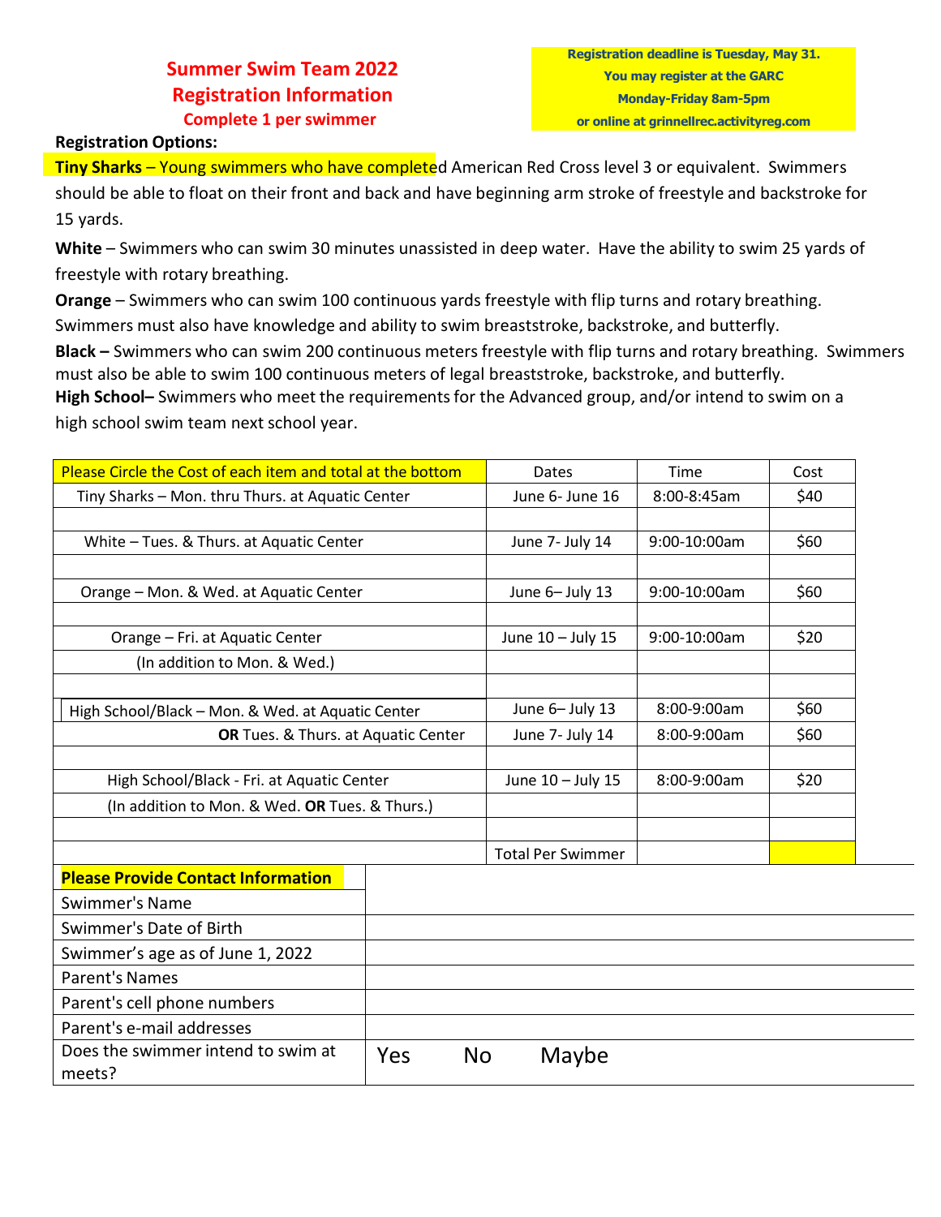# Summer Swim Team 2022

## Registration Information

### Complete 1 per swimmer

**Registration deadline is Tuesday, May 31.**
**You may register at the GARC**
**Monday-Friday 8am-5pm**
**or online at grinnellrec.activityreg.com**

**Registration Options:**

**Tiny Sharks** – Young swimmers who have completed American Red Cross level 3 or equivalent. Swimmers should be able to float on their front and back and have beginning arm stroke of freestyle and backstroke for 15 yards.

**White** – Swimmers who can swim 30 minutes unassisted in deep water. Have the ability to swim 25 yards of freestyle with rotary breathing.

**Orange** – Swimmers who can swim 100 continuous yards freestyle with flip turns and rotary breathing. Swimmers must also have knowledge and ability to swim breaststroke, backstroke, and butterfly.

**Black –** Swimmers who can swim 200 continuous meters freestyle with flip turns and rotary breathing. Swimmers must also be able to swim 100 continuous meters of legal breaststroke, backstroke, and butterfly.

**High School–** Swimmers who meet the requirements for the Advanced group, and/or intend to swim on a high school swim team next school year.

| Please Circle the Cost of each item and total at the bottom | Dates | Time | Cost |
|---|---|---|---|
| Tiny Sharks – Mon. thru Thurs. at Aquatic Center | June 6- June 16 | 8:00-8:45am | $40 |
| | | | |
| White – Tues. & Thurs. at Aquatic Center | June 7- July 14 | 9:00-10:00am | $60 |
| | | | |
| Orange – Mon. & Wed. at Aquatic Center | June 6– July 13 | 9:00-10:00am | $60 |
| | | | |
| Orange – Fri. at Aquatic Center | June 10 – July 15 | 9:00-10:00am | $20 |
| (In addition to Mon. & Wed.) | | | |
| | | | |
| High School/Black – Mon. & Wed. at Aquatic Center | June 6– July 13 | 8:00-9:00am | $60 |
| **OR** Tues. & Thurs. at Aquatic Center | June 7- July 14 | 8:00-9:00am | $60 |
| | | | |
| High School/Black - Fri. at Aquatic Center | June 10 – July 15 | 8:00-9:00am | $20 |
| (In addition to Mon. & Wed. **OR** Tues. & Thurs.) | | | |
| | | | |
| | Total Per Swimmer | | |

| **Please Provide Contact Information** | |
|---|---|
| Swimmer's Name | |
| Swimmer's Date of Birth | |
| Swimmer's age as of June 1, 2022 | |
| Parent's Names | |
| Parent's cell phone numbers | |
| Parent's e-mail addresses | |
| Does the swimmer intend to swim at meets? | Yes No Maybe |